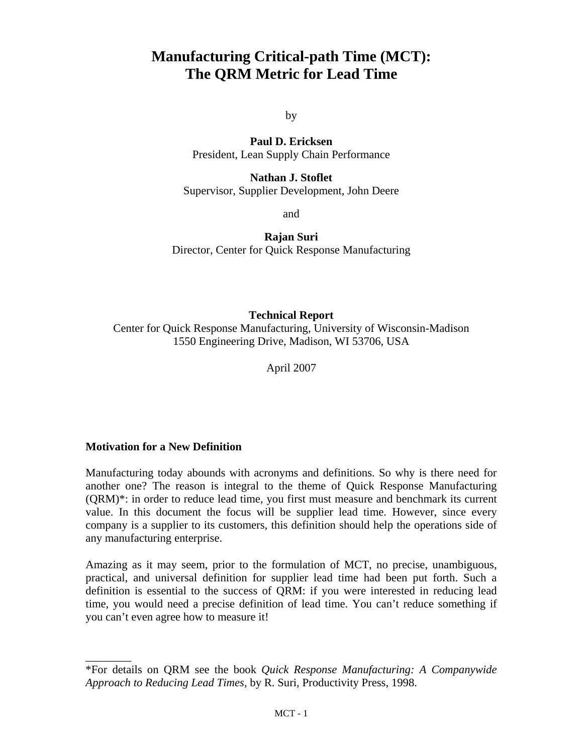# Manufacturing Critical-path Time (MCT): The QRM Metric for Lead Time

by

**Paul D. Ericksen**
President, Lean Supply Chain Performance

**Nathan J. Stoflet**
Supervisor, Supplier Development, John Deere

and

**Rajan Suri**
Director, Center for Quick Response Manufacturing

**Technical Report**
Center for Quick Response Manufacturing, University of Wisconsin-Madison
1550 Engineering Drive, Madison, WI 53706, USA

April 2007

### Motivation for a New Definition

Manufacturing today abounds with acronyms and definitions. So why is there need for another one? The reason is integral to the theme of Quick Response Manufacturing (QRM)*: in order to reduce lead time, you first must measure and benchmark its current value. In this document the focus will be supplier lead time. However, since every company is a supplier to its customers, this definition should help the operations side of any manufacturing enterprise.

Amazing as it may seem, prior to the formulation of MCT, no precise, unambiguous, practical, and universal definition for supplier lead time had been put forth. Such a definition is essential to the success of QRM: if you were interested in reducing lead time, you would need a precise definition of lead time. You can't reduce something if you can't even agree how to measure it!

---

*For details on QRM see the book *Quick Response Manufacturing: A Companywide Approach to Reducing Lead Times*, by R. Suri, Productivity Press, 1998.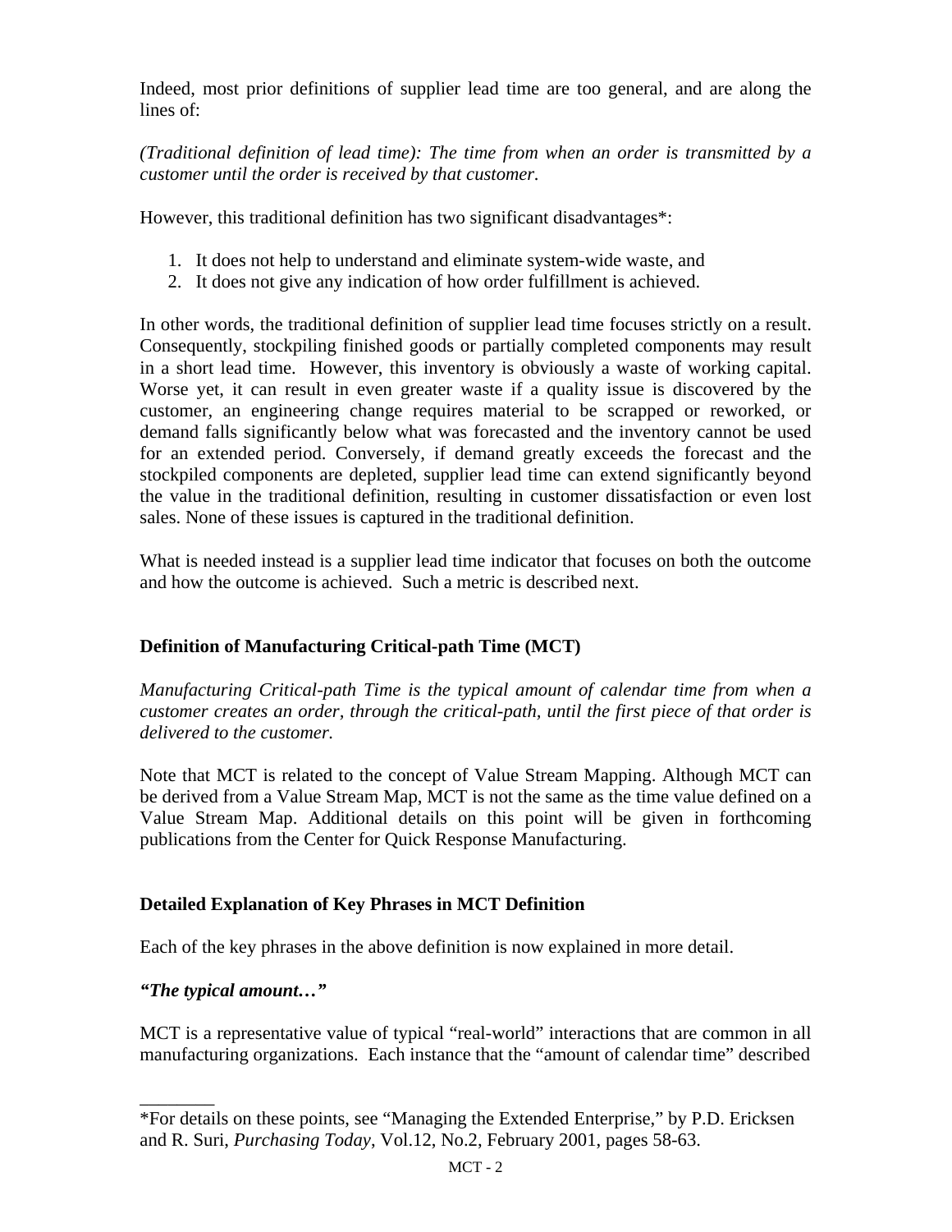Indeed, most prior definitions of supplier lead time are too general, and are along the lines of:

*(Traditional definition of lead time): The time from when an order is transmitted by a customer until the order is received by that customer.*

However, this traditional definition has two significant disadvantages*:

1. It does not help to understand and eliminate system-wide waste, and
2. It does not give any indication of how order fulfillment is achieved.

In other words, the traditional definition of supplier lead time focuses strictly on a result. Consequently, stockpiling finished goods or partially completed components may result in a short lead time. However, this inventory is obviously a waste of working capital. Worse yet, it can result in even greater waste if a quality issue is discovered by the customer, an engineering change requires material to be scrapped or reworked, or demand falls significantly below what was forecasted and the inventory cannot be used for an extended period. Conversely, if demand greatly exceeds the forecast and the stockpiled components are depleted, supplier lead time can extend significantly beyond the value in the traditional definition, resulting in customer dissatisfaction or even lost sales. None of these issues is captured in the traditional definition.

What is needed instead is a supplier lead time indicator that focuses on both the outcome and how the outcome is achieved. Such a metric is described next.

## Definition of Manufacturing Critical-path Time (MCT)

*Manufacturing Critical-path Time is the typical amount of calendar time from when a customer creates an order, through the critical-path, until the first piece of that order is delivered to the customer.*

Note that MCT is related to the concept of Value Stream Mapping. Although MCT can be derived from a Value Stream Map, MCT is not the same as the time value defined on a Value Stream Map. Additional details on this point will be given in forthcoming publications from the Center for Quick Response Manufacturing.

## Detailed Explanation of Key Phrases in MCT Definition

Each of the key phrases in the above definition is now explained in more detail.

### *"The typical amount…"*

MCT is a representative value of typical "real-world" interactions that are common in all manufacturing organizations. Each instance that the "amount of calendar time" described

---

*For details on these points, see "Managing the Extended Enterprise," by P.D. Ericksen and R. Suri, *Purchasing Today*, Vol.12, No.2, February 2001, pages 58-63.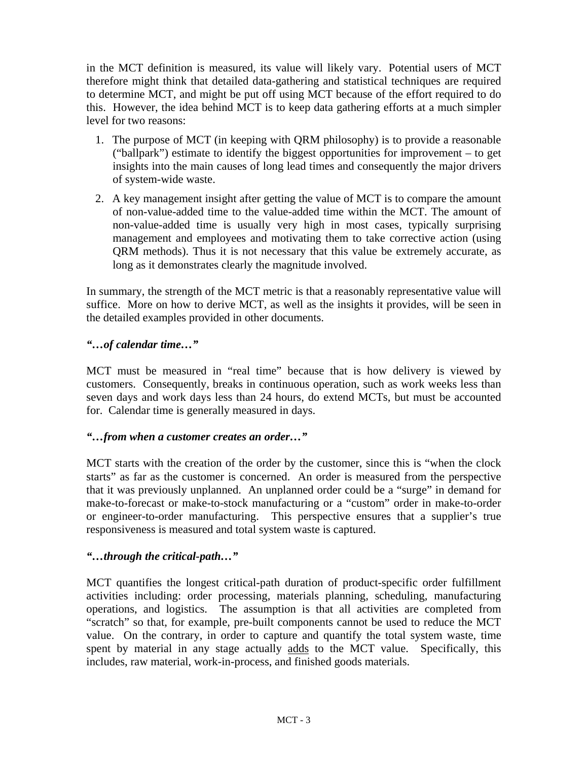in the MCT definition is measured, its value will likely vary. Potential users of MCT therefore might think that detailed data-gathering and statistical techniques are required to determine MCT, and might be put off using MCT because of the effort required to do this. However, the idea behind MCT is to keep data gathering efforts at a much simpler level for two reasons:

1. The purpose of MCT (in keeping with QRM philosophy) is to provide a reasonable ("ballpark") estimate to identify the biggest opportunities for improvement – to get insights into the main causes of long lead times and consequently the major drivers of system-wide waste.
2. A key management insight after getting the value of MCT is to compare the amount of non-value-added time to the value-added time within the MCT. The amount of non-value-added time is usually very high in most cases, typically surprising management and employees and motivating them to take corrective action (using QRM methods). Thus it is not necessary that this value be extremely accurate, as long as it demonstrates clearly the magnitude involved.

In summary, the strength of the MCT metric is that a reasonably representative value will suffice. More on how to derive MCT, as well as the insights it provides, will be seen in the detailed examples provided in other documents.

***"…of calendar time…"***

MCT must be measured in "real time" because that is how delivery is viewed by customers. Consequently, breaks in continuous operation, such as work weeks less than seven days and work days less than 24 hours, do extend MCTs, but must be accounted for. Calendar time is generally measured in days.

***"…from when a customer creates an order…"***

MCT starts with the creation of the order by the customer, since this is "when the clock starts" as far as the customer is concerned. An order is measured from the perspective that it was previously unplanned. An unplanned order could be a "surge" in demand for make-to-forecast or make-to-stock manufacturing or a "custom" order in make-to-order or engineer-to-order manufacturing. This perspective ensures that a supplier's true responsiveness is measured and total system waste is captured.

***"…through the critical-path…"***

MCT quantifies the longest critical-path duration of product-specific order fulfillment activities including: order processing, materials planning, scheduling, manufacturing operations, and logistics. The assumption is that all activities are completed from "scratch" so that, for example, pre-built components cannot be used to reduce the MCT value. On the contrary, in order to capture and quantify the total system waste, time spent by material in any stage actually <u>adds</u> to the MCT value. Specifically, this includes, raw material, work-in-process, and finished goods materials.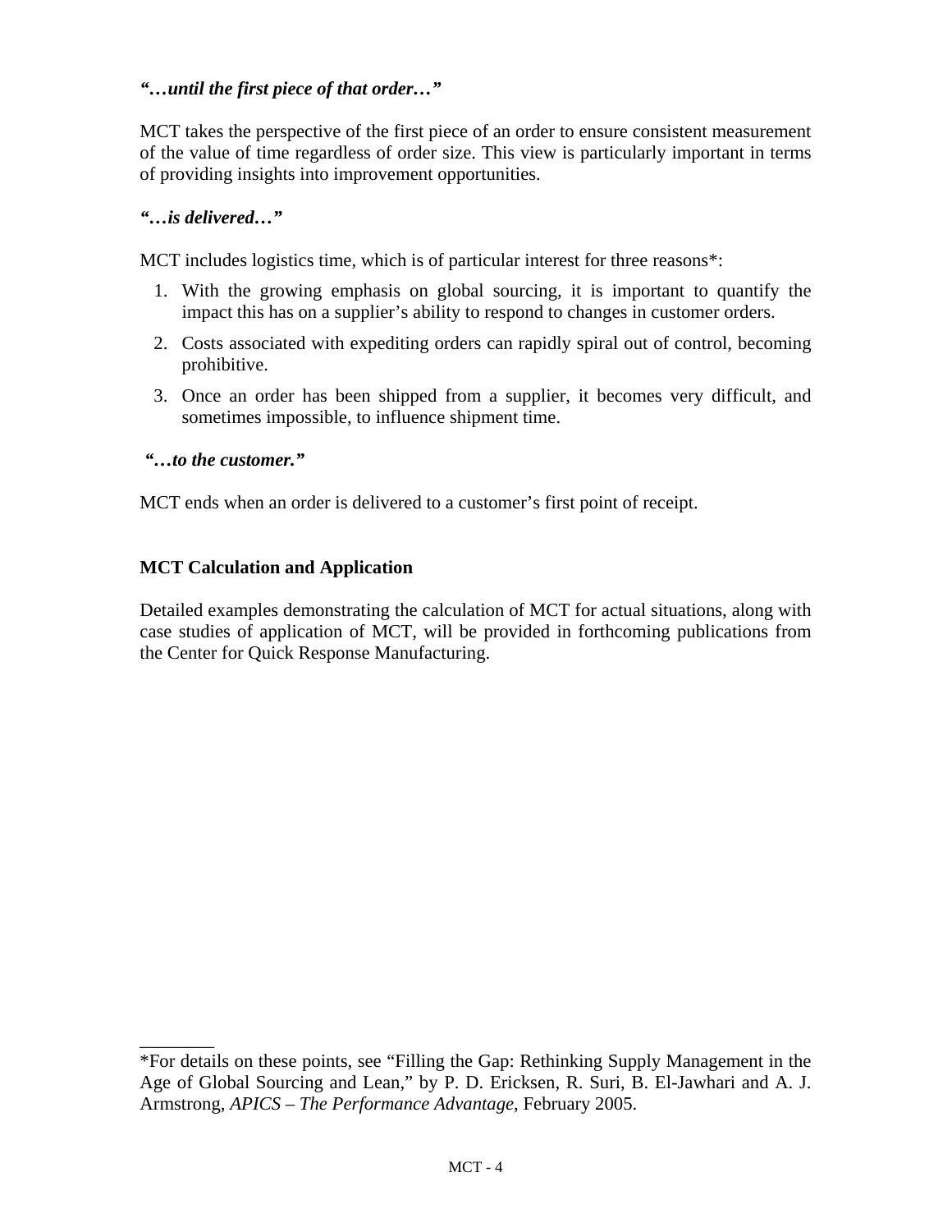***"…until the first piece of that order…"***

MCT takes the perspective of the first piece of an order to ensure consistent measurement of the value of time regardless of order size. This view is particularly important in terms of providing insights into improvement opportunities.

***"…is delivered…"***

MCT includes logistics time, which is of particular interest for three reasons*:

1. With the growing emphasis on global sourcing, it is important to quantify the impact this has on a supplier's ability to respond to changes in customer orders.
2. Costs associated with expediting orders can rapidly spiral out of control, becoming prohibitive.
3. Once an order has been shipped from a supplier, it becomes very difficult, and sometimes impossible, to influence shipment time.

***"…to the customer."***

MCT ends when an order is delivered to a customer's first point of receipt.

**MCT Calculation and Application**

Detailed examples demonstrating the calculation of MCT for actual situations, along with case studies of application of MCT, will be provided in forthcoming publications from the Center for Quick Response Manufacturing.

---

*For details on these points, see "Filling the Gap: Rethinking Supply Management in the Age of Global Sourcing and Lean," by P. D. Ericksen, R. Suri, B. El-Jawhari and A. J. Armstrong, *APICS – The Performance Advantage*, February 2005.